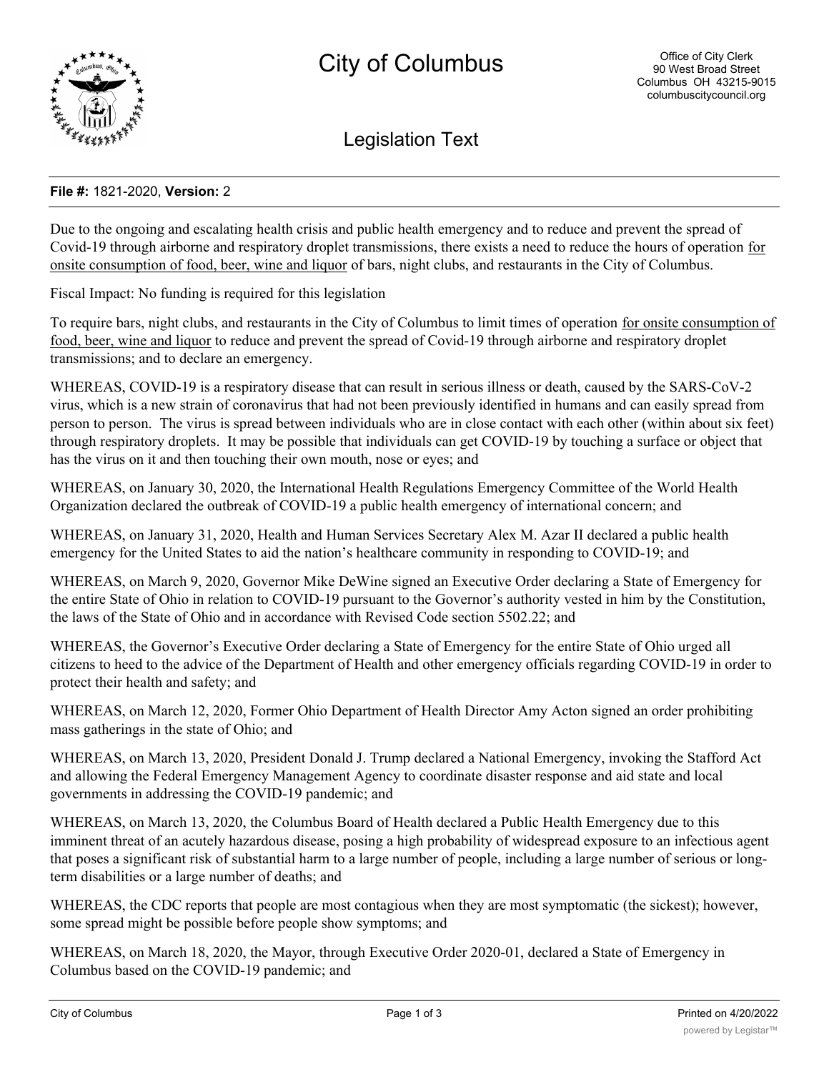# City of Columbus

Office of City Clerk
90 West Broad Street
Columbus OH 43215-9015
columbuscitycouncil.org

## Legislation Text

**File #:** 1821-2020, **Version:** 2

Due to the ongoing and escalating health crisis and public health emergency and to reduce and prevent the spread of Covid-19 through airborne and respiratory droplet transmissions, there exists a need to reduce the hours of operation <u>for onsite consumption of food, beer, wine and liquor</u> of bars, night clubs, and restaurants in the City of Columbus.

Fiscal Impact: No funding is required for this legislation

To require bars, night clubs, and restaurants in the City of Columbus to limit times of operation <u>for onsite consumption of food, beer, wine and liquor</u> to reduce and prevent the spread of Covid-19 through airborne and respiratory droplet transmissions; and to declare an emergency.

WHEREAS, COVID-19 is a respiratory disease that can result in serious illness or death, caused by the SARS-CoV-2 virus, which is a new strain of coronavirus that had not been previously identified in humans and can easily spread from person to person. The virus is spread between individuals who are in close contact with each other (within about six feet) through respiratory droplets. It may be possible that individuals can get COVID-19 by touching a surface or object that has the virus on it and then touching their own mouth, nose or eyes; and

WHEREAS, on January 30, 2020, the International Health Regulations Emergency Committee of the World Health Organization declared the outbreak of COVID-19 a public health emergency of international concern; and

WHEREAS, on January 31, 2020, Health and Human Services Secretary Alex M. Azar II declared a public health emergency for the United States to aid the nation's healthcare community in responding to COVID-19; and

WHEREAS, on March 9, 2020, Governor Mike DeWine signed an Executive Order declaring a State of Emergency for the entire State of Ohio in relation to COVID-19 pursuant to the Governor's authority vested in him by the Constitution, the laws of the State of Ohio and in accordance with Revised Code section 5502.22; and

WHEREAS, the Governor's Executive Order declaring a State of Emergency for the entire State of Ohio urged all citizens to heed to the advice of the Department of Health and other emergency officials regarding COVID-19 in order to protect their health and safety; and

WHEREAS, on March 12, 2020, Former Ohio Department of Health Director Amy Acton signed an order prohibiting mass gatherings in the state of Ohio; and

WHEREAS, on March 13, 2020, President Donald J. Trump declared a National Emergency, invoking the Stafford Act and allowing the Federal Emergency Management Agency to coordinate disaster response and aid state and local governments in addressing the COVID-19 pandemic; and

WHEREAS, on March 13, 2020, the Columbus Board of Health declared a Public Health Emergency due to this imminent threat of an acutely hazardous disease, posing a high probability of widespread exposure to an infectious agent that poses a significant risk of substantial harm to a large number of people, including a large number of serious or long-term disabilities or a large number of deaths; and

WHEREAS, the CDC reports that people are most contagious when they are most symptomatic (the sickest); however, some spread might be possible before people show symptoms; and

WHEREAS, on March 18, 2020, the Mayor, through Executive Order 2020-01, declared a State of Emergency in Columbus based on the COVID-19 pandemic; and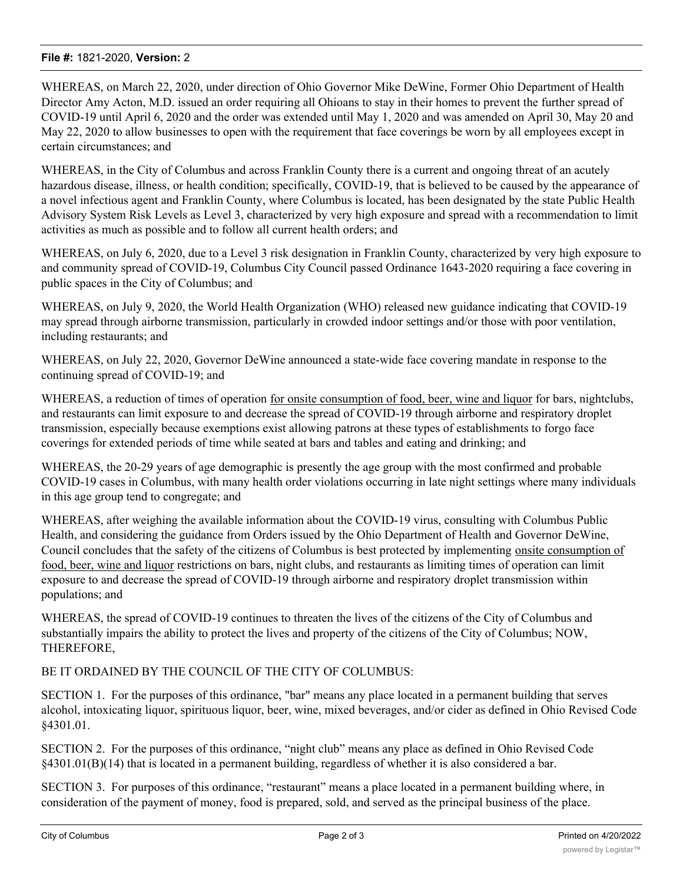WHEREAS, on March 22, 2020, under direction of Ohio Governor Mike DeWine, Former Ohio Department of Health Director Amy Acton, M.D. issued an order requiring all Ohioans to stay in their homes to prevent the further spread of COVID-19 until April 6, 2020 and the order was extended until May 1, 2020 and was amended on April 30, May 20 and May 22, 2020 to allow businesses to open with the requirement that face coverings be worn by all employees except in certain circumstances; and

WHEREAS, in the City of Columbus and across Franklin County there is a current and ongoing threat of an acutely hazardous disease, illness, or health condition; specifically, COVID-19, that is believed to be caused by the appearance of a novel infectious agent and Franklin County, where Columbus is located, has been designated by the state Public Health Advisory System Risk Levels as Level 3, characterized by very high exposure and spread with a recommendation to limit activities as much as possible and to follow all current health orders; and

WHEREAS, on July 6, 2020, due to a Level 3 risk designation in Franklin County, characterized by very high exposure to and community spread of COVID-19, Columbus City Council passed Ordinance 1643-2020 requiring a face covering in public spaces in the City of Columbus; and

WHEREAS, on July 9, 2020, the World Health Organization (WHO) released new guidance indicating that COVID-19 may spread through airborne transmission, particularly in crowded indoor settings and/or those with poor ventilation, including restaurants; and

WHEREAS, on July 22, 2020, Governor DeWine announced a state-wide face covering mandate in response to the continuing spread of COVID-19; and

WHEREAS, a reduction of times of operation <u>for onsite consumption of food, beer, wine and liquor</u> for bars, nightclubs, and restaurants can limit exposure to and decrease the spread of COVID-19 through airborne and respiratory droplet transmission, especially because exemptions exist allowing patrons at these types of establishments to forgo face coverings for extended periods of time while seated at bars and tables and eating and drinking; and

WHEREAS, the 20-29 years of age demographic is presently the age group with the most confirmed and probable COVID-19 cases in Columbus, with many health order violations occurring in late night settings where many individuals in this age group tend to congregate; and

WHEREAS, after weighing the available information about the COVID-19 virus, consulting with Columbus Public Health, and considering the guidance from Orders issued by the Ohio Department of Health and Governor DeWine, Council concludes that the safety of the citizens of Columbus is best protected by implementing <u>onsite consumption of food, beer, wine and liquor</u> restrictions on bars, night clubs, and restaurants as limiting times of operation can limit exposure to and decrease the spread of COVID-19 through airborne and respiratory droplet transmission within populations; and

WHEREAS, the spread of COVID-19 continues to threaten the lives of the citizens of the City of Columbus and substantially impairs the ability to protect the lives and property of the citizens of the City of Columbus; NOW, THEREFORE,

BE IT ORDAINED BY THE COUNCIL OF THE CITY OF COLUMBUS:

SECTION 1. For the purposes of this ordinance, "bar" means any place located in a permanent building that serves alcohol, intoxicating liquor, spirituous liquor, beer, wine, mixed beverages, and/or cider as defined in Ohio Revised Code §4301.01.

SECTION 2. For the purposes of this ordinance, "night club" means any place as defined in Ohio Revised Code §4301.01(B)(14) that is located in a permanent building, regardless of whether it is also considered a bar.

SECTION 3. For purposes of this ordinance, "restaurant" means a place located in a permanent building where, in consideration of the payment of money, food is prepared, sold, and served as the principal business of the place.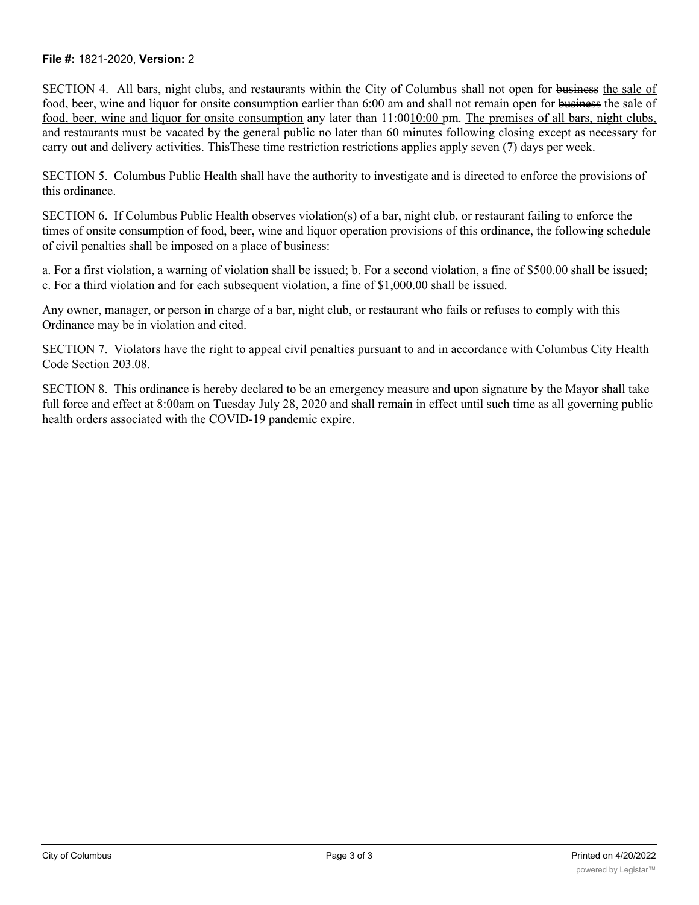SECTION 4. All bars, night clubs, and restaurants within the City of Columbus shall not open for ~~business~~ <u>the sale of food, beer, wine and liquor for onsite consumption</u> earlier than 6:00 am and shall not remain open for ~~business~~ <u>the sale of food, beer, wine and liquor for onsite consumption</u> any later than ~~11:00~~<u>10:00</u> pm. <u>The premises of all bars, night clubs, and restaurants must be vacated by the general public no later than 60 minutes following closing except as necessary for carry out and delivery activities</u>. ~~This~~<u>These</u> time ~~restriction~~ <u>restrictions</u> ~~applies~~ <u>apply</u> seven (7) days per week.

SECTION 5. Columbus Public Health shall have the authority to investigate and is directed to enforce the provisions of this ordinance.

SECTION 6. If Columbus Public Health observes violation(s) of a bar, night club, or restaurant failing to enforce the times of <u>onsite consumption of food, beer, wine and liquor</u> operation provisions of this ordinance, the following schedule of civil penalties shall be imposed on a place of business:

a. For a first violation, a warning of violation shall be issued; b. For a second violation, a fine of $500.00 shall be issued; c. For a third violation and for each subsequent violation, a fine of $1,000.00 shall be issued.

Any owner, manager, or person in charge of a bar, night club, or restaurant who fails or refuses to comply with this Ordinance may be in violation and cited.

SECTION 7. Violators have the right to appeal civil penalties pursuant to and in accordance with Columbus City Health Code Section 203.08.

SECTION 8. This ordinance is hereby declared to be an emergency measure and upon signature by the Mayor shall take full force and effect at 8:00am on Tuesday July 28, 2020 and shall remain in effect until such time as all governing public health orders associated with the COVID-19 pandemic expire.